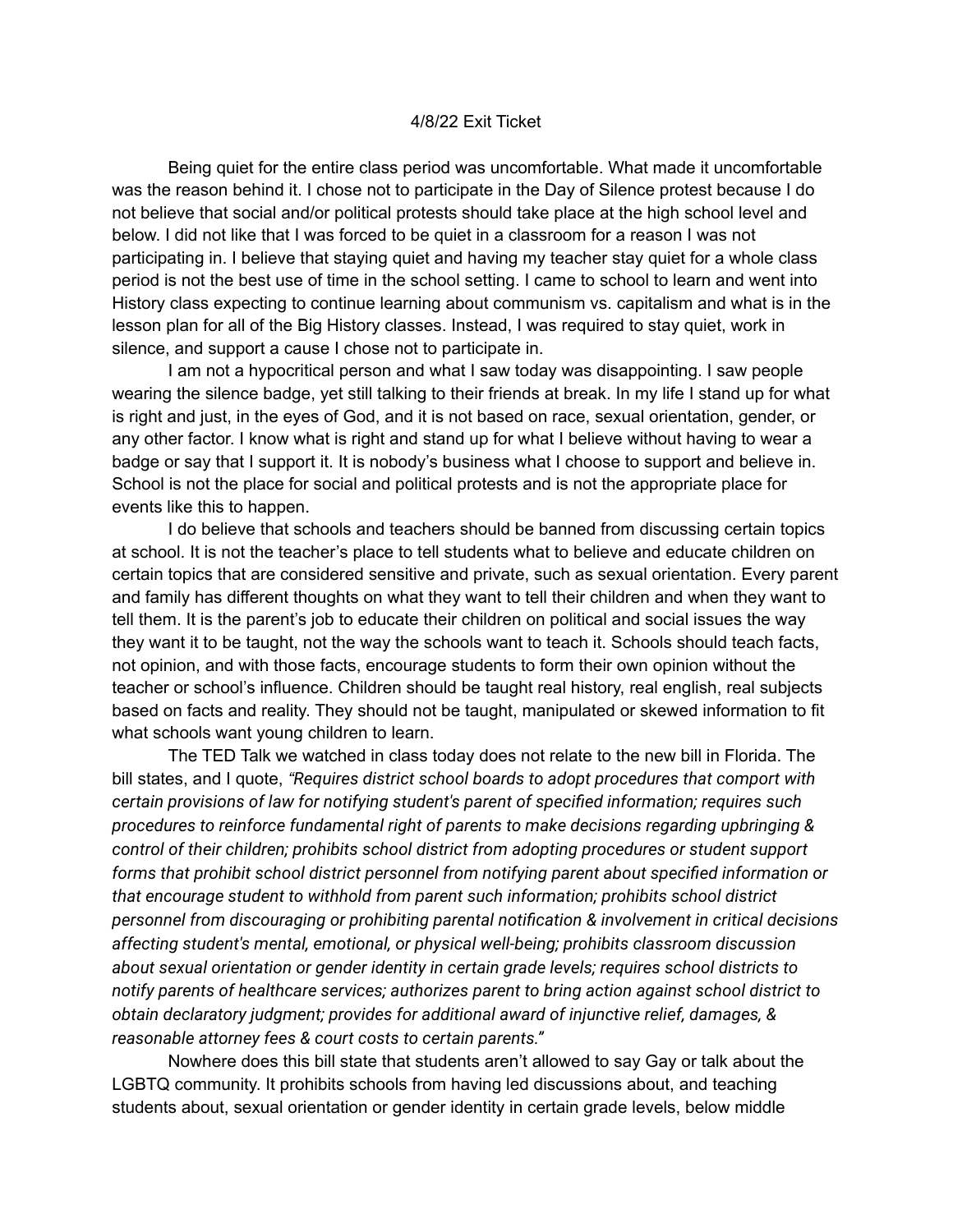4/8/22 Exit Ticket

Being quiet for the entire class period was uncomfortable. What made it uncomfortable was the reason behind it. I chose not to participate in the Day of Silence protest because I do not believe that social and/or political protests should take place at the high school level and below. I did not like that I was forced to be quiet in a classroom for a reason I was not participating in. I believe that staying quiet and having my teacher stay quiet for a whole class period is not the best use of time in the school setting. I came to school to learn and went into History class expecting to continue learning about communism vs. capitalism and what is in the lesson plan for all of the Big History classes. Instead, I was required to stay quiet, work in silence, and support a cause I chose not to participate in.

I am not a hypocritical person and what I saw today was disappointing. I saw people wearing the silence badge, yet still talking to their friends at break. In my life I stand up for what is right and just, in the eyes of God, and it is not based on race, sexual orientation, gender, or any other factor. I know what is right and stand up for what I believe without having to wear a badge or say that I support it. It is nobody's business what I choose to support and believe in. School is not the place for social and political protests and is not the appropriate place for events like this to happen.

I do believe that schools and teachers should be banned from discussing certain topics at school. It is not the teacher's place to tell students what to believe and educate children on certain topics that are considered sensitive and private, such as sexual orientation. Every parent and family has different thoughts on what they want to tell their children and when they want to tell them. It is the parent's job to educate their children on political and social issues the way they want it to be taught, not the way the schools want to teach it. Schools should teach facts, not opinion, and with those facts, encourage students to form their own opinion without the teacher or school's influence. Children should be taught real history, real english, real subjects based on facts and reality. They should not be taught, manipulated or skewed information to fit what schools want young children to learn.

The TED Talk we watched in class today does not relate to the new bill in Florida. The bill states, and I quote, *"Requires district school boards to adopt procedures that comport with certain provisions of law for notifying student's parent of specified information; requires such procedures to reinforce fundamental right of parents to make decisions regarding upbringing & control of their children; prohibits school district from adopting procedures or student support forms that prohibit school district personnel from notifying parent about specified information or that encourage student to withhold from parent such information; prohibits school district personnel from discouraging or prohibiting parental notification & involvement in critical decisions affecting student's mental, emotional, or physical well-being; prohibits classroom discussion about sexual orientation or gender identity in certain grade levels; requires school districts to notify parents of healthcare services; authorizes parent to bring action against school district to obtain declaratory judgment; provides for additional award of injunctive relief, damages, & reasonable attorney fees & court costs to certain parents."*

Nowhere does this bill state that students aren't allowed to say Gay or talk about the LGBTQ community. It prohibits schools from having led discussions about, and teaching students about, sexual orientation or gender identity in certain grade levels, below middle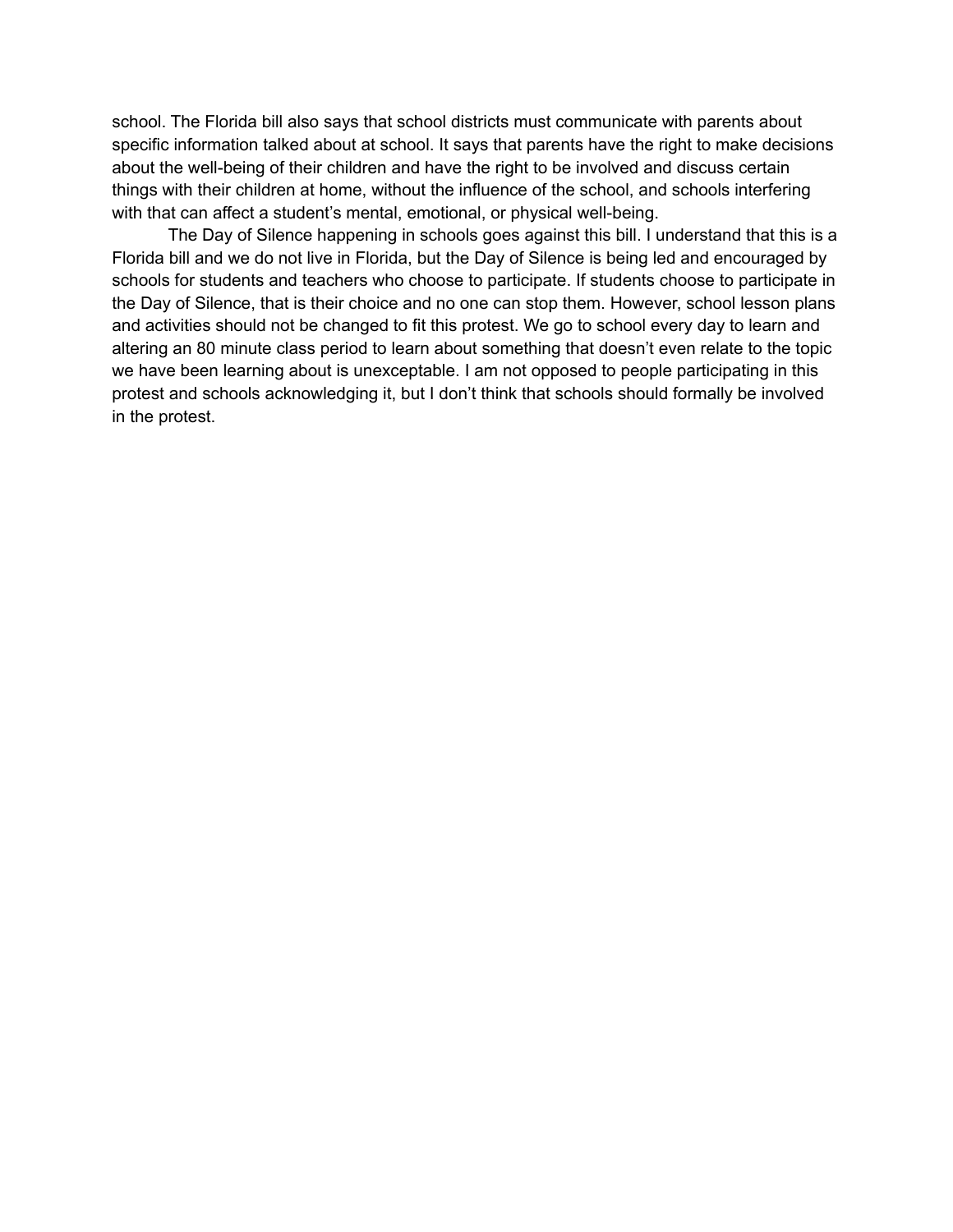school. The Florida bill also says that school districts must communicate with parents about specific information talked about at school. It says that parents have the right to make decisions about the well-being of their children and have the right to be involved and discuss certain things with their children at home, without the influence of the school, and schools interfering with that can affect a student's mental, emotional, or physical well-being.

The Day of Silence happening in schools goes against this bill. I understand that this is a Florida bill and we do not live in Florida, but the Day of Silence is being led and encouraged by schools for students and teachers who choose to participate. If students choose to participate in the Day of Silence, that is their choice and no one can stop them. However, school lesson plans and activities should not be changed to fit this protest. We go to school every day to learn and altering an 80 minute class period to learn about something that doesn't even relate to the topic we have been learning about is unexceptable. I am not opposed to people participating in this protest and schools acknowledging it, but I don't think that schools should formally be involved in the protest.